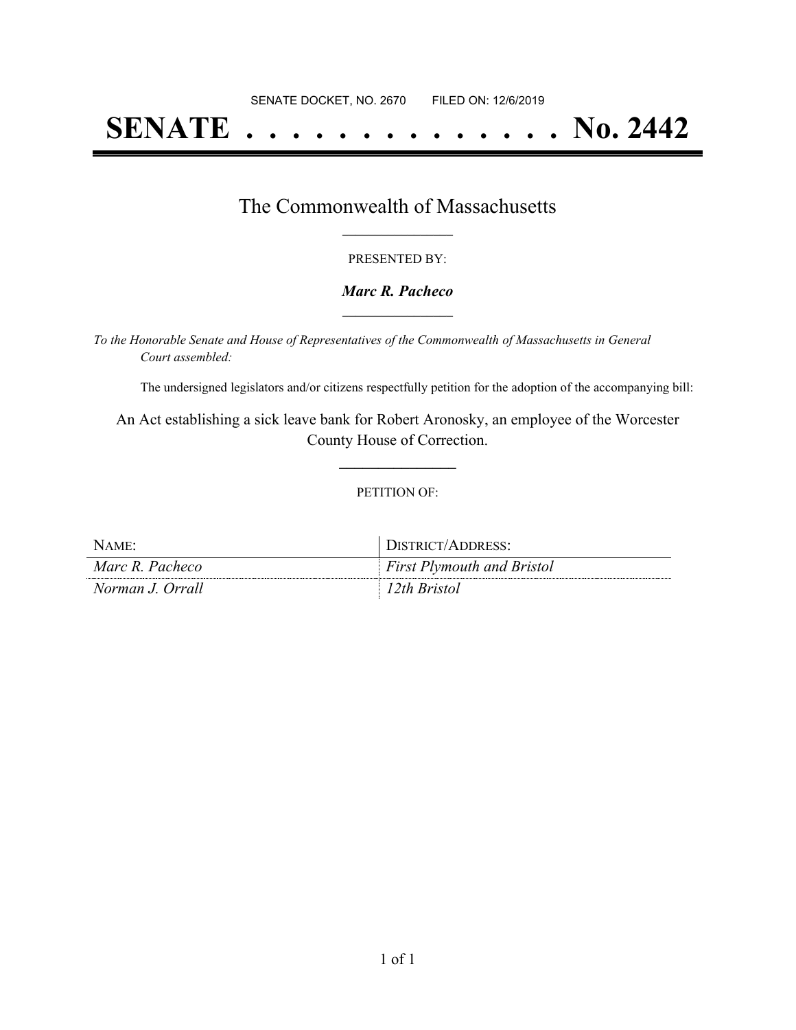SENATE DOCKET, NO. 2670        FILED ON: 12/6/2019

# SENATE . . . . . . . . . . . . . . No. 2442

## The Commonwealth of Massachusetts

PRESENTED BY:

***Marc R. Pacheco***

*To the Honorable Senate and House of Representatives of the Commonwealth of Massachusetts in General Court assembled:*

The undersigned legislators and/or citizens respectfully petition for the adoption of the accompanying bill:

An Act establishing a sick leave bank for Robert Aronosky, an employee of the Worcester County House of Correction.

PETITION OF:

| NAME: | DISTRICT/ADDRESS: |
| --- | --- |
| *Marc R. Pacheco* | *First Plymouth and Bristol* |
| *Norman J. Orrall* | *12th Bristol* |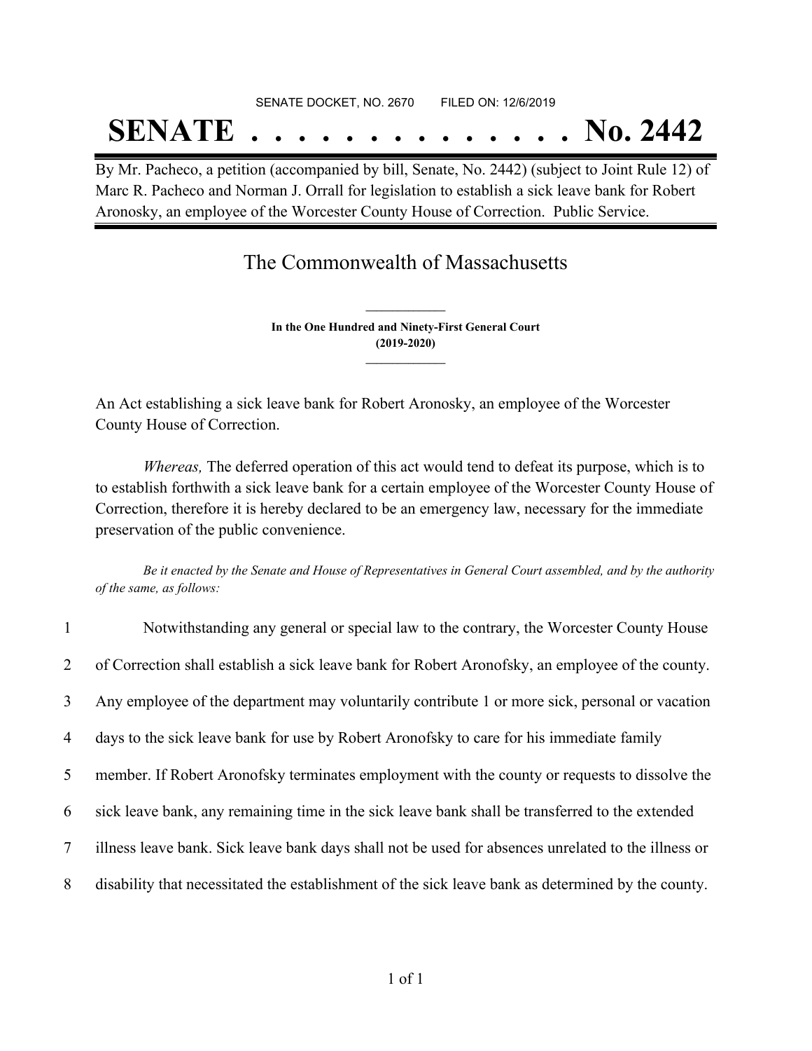SENATE DOCKET, NO. 2670 FILED ON: 12/6/2019

# SENATE . . . . . . . . . . . . . . No. 2442

By Mr. Pacheco, a petition (accompanied by bill, Senate, No. 2442) (subject to Joint Rule 12) of Marc R. Pacheco and Norman J. Orrall for legislation to establish a sick leave bank for Robert Aronosky, an employee of the Worcester County House of Correction. Public Service.

## The Commonwealth of Massachusetts

**In the One Hundred and Ninety-First General Court**
**(2019-2020)**

An Act establishing a sick leave bank for Robert Aronosky, an employee of the Worcester County House of Correction.

*Whereas,* The deferred operation of this act would tend to defeat its purpose, which is to to establish forthwith a sick leave bank for a certain employee of the Worcester County House of Correction, therefore it is hereby declared to be an emergency law, necessary for the immediate preservation of the public convenience.

*Be it enacted by the Senate and House of Representatives in General Court assembled, and by the authority of the same, as follows:*

1 Notwithstanding any general or special law to the contrary, the Worcester County House
2 of Correction shall establish a sick leave bank for Robert Aronofsky, an employee of the county.
3 Any employee of the department may voluntarily contribute 1 or more sick, personal or vacation
4 days to the sick leave bank for use by Robert Aronofsky to care for his immediate family
5 member. If Robert Aronofsky terminates employment with the county or requests to dissolve the
6 sick leave bank, any remaining time in the sick leave bank shall be transferred to the extended
7 illness leave bank. Sick leave bank days shall not be used for absences unrelated to the illness or
8 disability that necessitated the establishment of the sick leave bank as determined by the county.